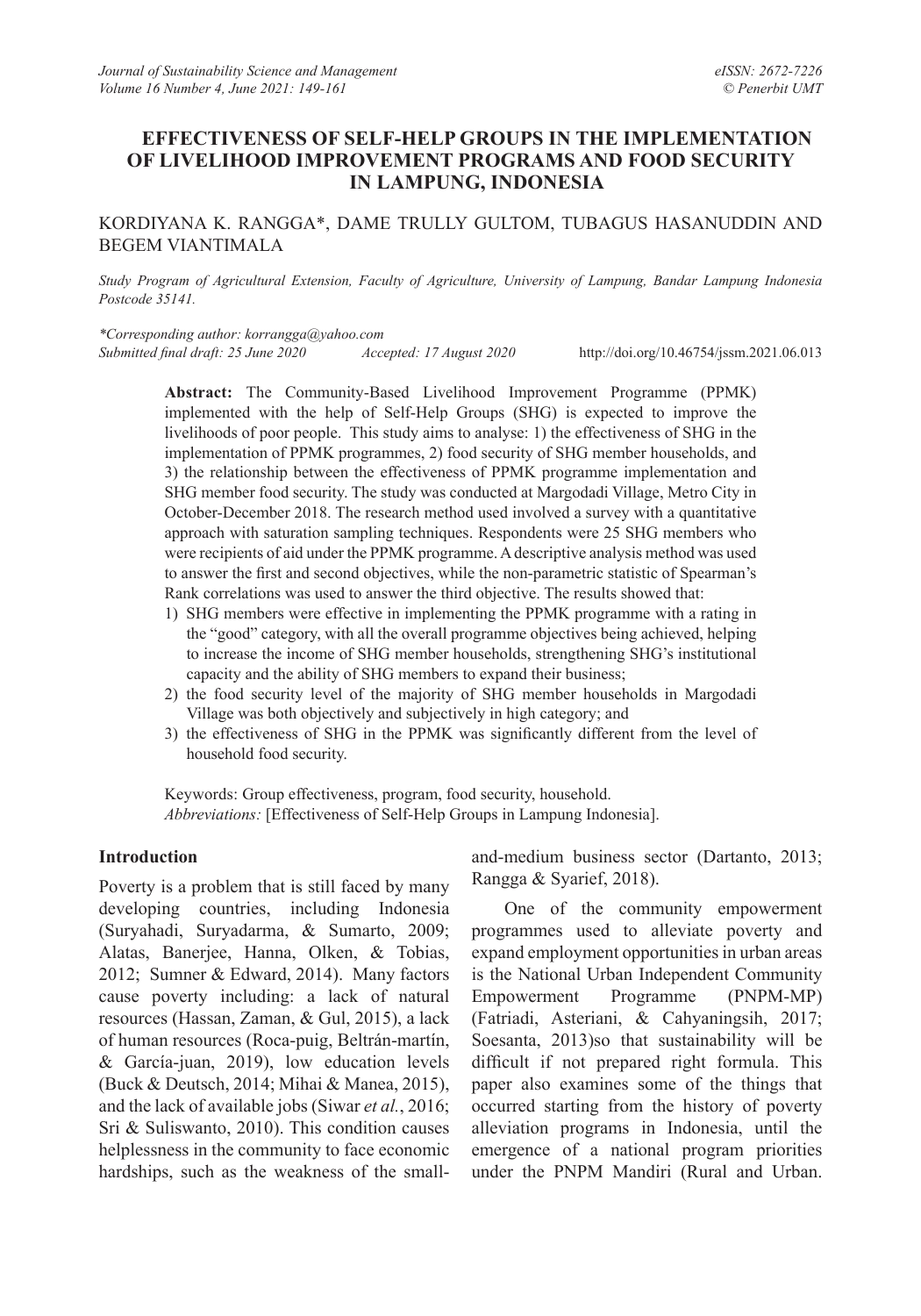# EFFECTIVENESS OF SELF-HELP GROUPS IN THE IMPLEMENTATION OF LIVELIHOOD IMPROVEMENT PROGRAMS AND FOOD SECURITY IN LAMPUNG, INDONESIA

KORDIYANA K. RANGGA*, DAME TRULLY GULTOM, TUBAGUS HASANUDDIN AND BEGEM VIANTIMALA

*Study Program of Agricultural Extension, Faculty of Agriculture, University of Lampung, Bandar Lampung Indonesia Postcode 35141.*

*\*Corresponding author: korrangga@yahoo.com*
*Submitted final draft: 25 June 2020 Accepted: 17 August 2020* http://doi.org/10.46754/jssm.2021.06.013

**Abstract:** The Community-Based Livelihood Improvement Programme (PPMK) implemented with the help of Self-Help Groups (SHG) is expected to improve the livelihoods of poor people. This study aims to analyse: 1) the effectiveness of SHG in the implementation of PPMK programmes, 2) food security of SHG member households, and 3) the relationship between the effectiveness of PPMK programme implementation and SHG member food security. The study was conducted at Margodadi Village, Metro City in October-December 2018. The research method used involved a survey with a quantitative approach with saturation sampling techniques. Respondents were 25 SHG members who were recipients of aid under the PPMK programme. A descriptive analysis method was used to answer the first and second objectives, while the non-parametric statistic of Spearman's Rank correlations was used to answer the third objective. The results showed that:

1) SHG members were effective in implementing the PPMK programme with a rating in the "good" category, with all the overall programme objectives being achieved, helping to increase the income of SHG member households, strengthening SHG's institutional capacity and the ability of SHG members to expand their business;
2) the food security level of the majority of SHG member households in Margodadi Village was both objectively and subjectively in high category; and
3) the effectiveness of SHG in the PPMK was significantly different from the level of household food security.

Keywords: Group effectiveness, program, food security, household.
*Abbreviations:* [Effectiveness of Self-Help Groups in Lampung Indonesia].

## Introduction

Poverty is a problem that is still faced by many developing countries, including Indonesia (Suryahadi, Suryadarma, & Sumarto, 2009; Alatas, Banerjee, Hanna, Olken, & Tobias, 2012; Sumner & Edward, 2014). Many factors cause poverty including: a lack of natural resources (Hassan, Zaman, & Gul, 2015), a lack of human resources (Roca-puig, Beltrán-martín, & García-juan, 2019), low education levels (Buck & Deutsch, 2014; Mihai & Manea, 2015), and the lack of available jobs (Siwar *et al.*, 2016; Sri & Suliswanto, 2010). This condition causes helplessness in the community to face economic hardships, such as the weakness of the small-and-medium business sector (Dartanto, 2013; Rangga & Syarief, 2018).

One of the community empowerment programmes used to alleviate poverty and expand employment opportunities in urban areas is the National Urban Independent Community Empowerment Programme (PNPM-MP) (Fatriadi, Asteriani, & Cahyaningsih, 2017; Soesanta, 2013)so that sustainability will be difficult if not prepared right formula. This paper also examines some of the things that occurred starting from the history of poverty alleviation programs in Indonesia, until the emergence of a national program priorities under the PNPM Mandiri (Rural and Urban.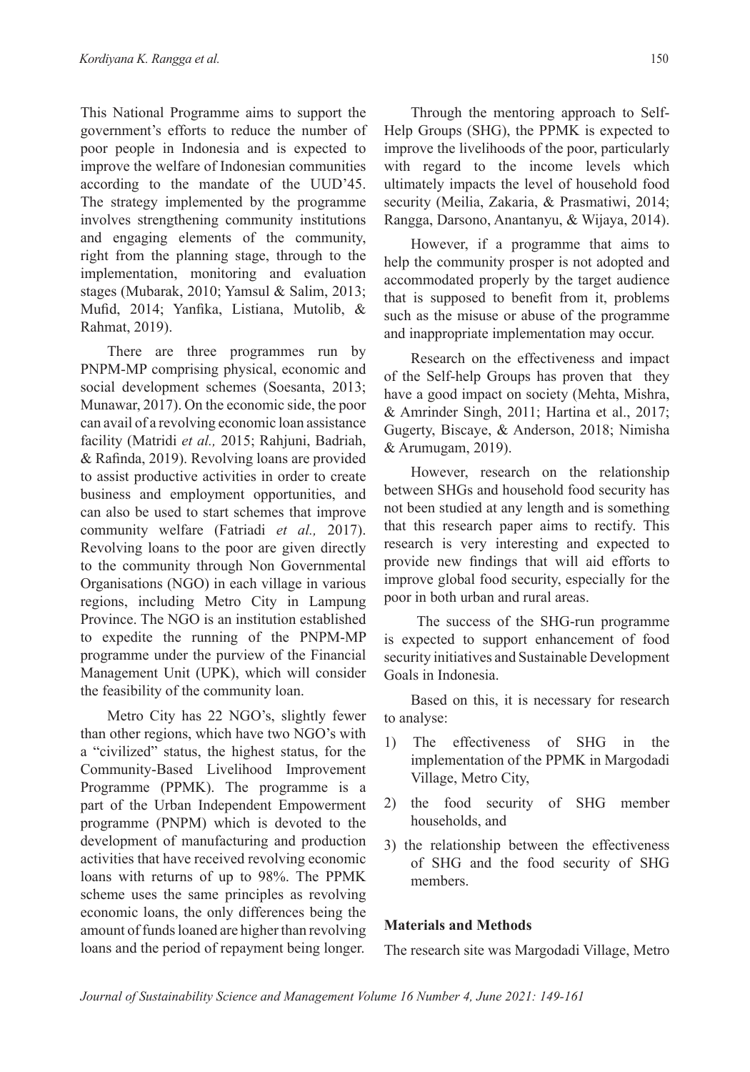This National Programme aims to support the government's efforts to reduce the number of poor people in Indonesia and is expected to improve the welfare of Indonesian communities according to the mandate of the UUD'45. The strategy implemented by the programme involves strengthening community institutions and engaging elements of the community, right from the planning stage, through to the implementation, monitoring and evaluation stages (Mubarak, 2010; Yamsul & Salim, 2013; Mufid, 2014; Yanfika, Listiana, Mutolib, & Rahmat, 2019).

There are three programmes run by PNPM-MP comprising physical, economic and social development schemes (Soesanta, 2013; Munawar, 2017). On the economic side, the poor can avail of a revolving economic loan assistance facility (Matridi *et al.,* 2015; Rahjuni, Badriah, & Rafinda, 2019). Revolving loans are provided to assist productive activities in order to create business and employment opportunities, and can also be used to start schemes that improve community welfare (Fatriadi *et al.,* 2017). Revolving loans to the poor are given directly to the community through Non Governmental Organisations (NGO) in each village in various regions, including Metro City in Lampung Province. The NGO is an institution established to expedite the running of the PNPM-MP programme under the purview of the Financial Management Unit (UPK), which will consider the feasibility of the community loan.

Metro City has 22 NGO's, slightly fewer than other regions, which have two NGO's with a "civilized" status, the highest status, for the Community-Based Livelihood Improvement Programme (PPMK). The programme is a part of the Urban Independent Empowerment programme (PNPM) which is devoted to the development of manufacturing and production activities that have received revolving economic loans with returns of up to 98%. The PPMK scheme uses the same principles as revolving economic loans, the only differences being the amount of funds loaned are higher than revolving loans and the period of repayment being longer.

Through the mentoring approach to Self-Help Groups (SHG), the PPMK is expected to improve the livelihoods of the poor, particularly with regard to the income levels which ultimately impacts the level of household food security (Meilia, Zakaria, & Prasmatiwi, 2014; Rangga, Darsono, Anantanyu, & Wijaya, 2014).

However, if a programme that aims to help the community prosper is not adopted and accommodated properly by the target audience that is supposed to benefit from it, problems such as the misuse or abuse of the programme and inappropriate implementation may occur.

Research on the effectiveness and impact of the Self-help Groups has proven that they have a good impact on society (Mehta, Mishra, & Amrinder Singh, 2011; Hartina et al., 2017; Gugerty, Biscaye, & Anderson, 2018; Nimisha & Arumugam, 2019).

However, research on the relationship between SHGs and household food security has not been studied at any length and is something that this research paper aims to rectify. This research is very interesting and expected to provide new findings that will aid efforts to improve global food security, especially for the poor in both urban and rural areas.

The success of the SHG-run programme is expected to support enhancement of food security initiatives and Sustainable Development Goals in Indonesia.

Based on this, it is necessary for research to analyse:

1) The effectiveness of SHG in the implementation of the PPMK in Margodadi Village, Metro City,
2) the food security of SHG member households, and
3) the relationship between the effectiveness of SHG and the food security of SHG members.

## Materials and Methods

The research site was Margodadi Village, Metro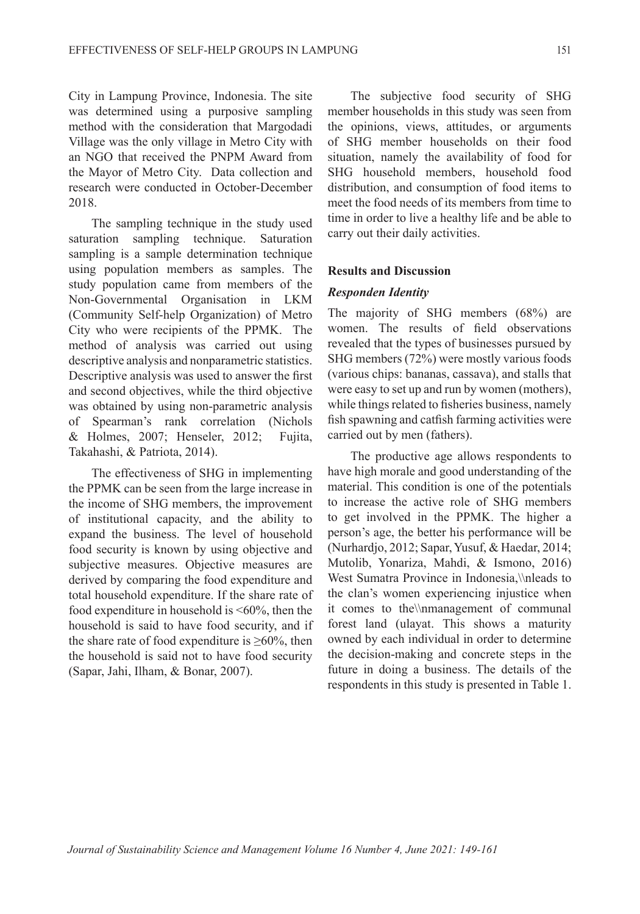City in Lampung Province, Indonesia. The site was determined using a purposive sampling method with the consideration that Margodadi Village was the only village in Metro City with an NGO that received the PNPM Award from the Mayor of Metro City. Data collection and research were conducted in October-December 2018.

The sampling technique in the study used saturation sampling technique. Saturation sampling is a sample determination technique using population members as samples. The study population came from members of the Non-Governmental Organisation in LKM (Community Self-help Organization) of Metro City who were recipients of the PPMK. The method of analysis was carried out using descriptive analysis and nonparametric statistics. Descriptive analysis was used to answer the first and second objectives, while the third objective was obtained by using non-parametric analysis of Spearman's rank correlation (Nichols & Holmes, 2007; Henseler, 2012; Fujita, Takahashi, & Patriota, 2014).

The effectiveness of SHG in implementing the PPMK can be seen from the large increase in the income of SHG members, the improvement of institutional capacity, and the ability to expand the business. The level of household food security is known by using objective and subjective measures. Objective measures are derived by comparing the food expenditure and total household expenditure. If the share rate of food expenditure in household is <60%, then the household is said to have food security, and if the share rate of food expenditure is ≥60%, then the household is said not to have food security (Sapar, Jahi, Ilham, & Bonar, 2007).

The subjective food security of SHG member households in this study was seen from the opinions, views, attitudes, or arguments of SHG member households on their food situation, namely the availability of food for SHG household members, household food distribution, and consumption of food items to meet the food needs of its members from time to time in order to live a healthy life and be able to carry out their daily activities.

## Results and Discussion

### *Responden Identity*

The majority of SHG members (68%) are women. The results of field observations revealed that the types of businesses pursued by SHG members (72%) were mostly various foods (various chips: bananas, cassava), and stalls that were easy to set up and run by women (mothers), while things related to fisheries business, namely fish spawning and catfish farming activities were carried out by men (fathers).

The productive age allows respondents to have high morale and good understanding of the material. This condition is one of the potentials to increase the active role of SHG members to get involved in the PPMK. The higher a person's age, the better his performance will be (Nurhardjo, 2012; Sapar, Yusuf, & Haedar, 2014; Mutolib, Yonariza, Mahdi, & Ismono, 2016) West Sumatra Province in Indonesia,\\nleads to the clan's women experiencing injustice when it comes to the\\nmanagement of communal forest land (ulayat. This shows a maturity owned by each individual in order to determine the decision-making and concrete steps in the future in doing a business. The details of the respondents in this study is presented in Table 1.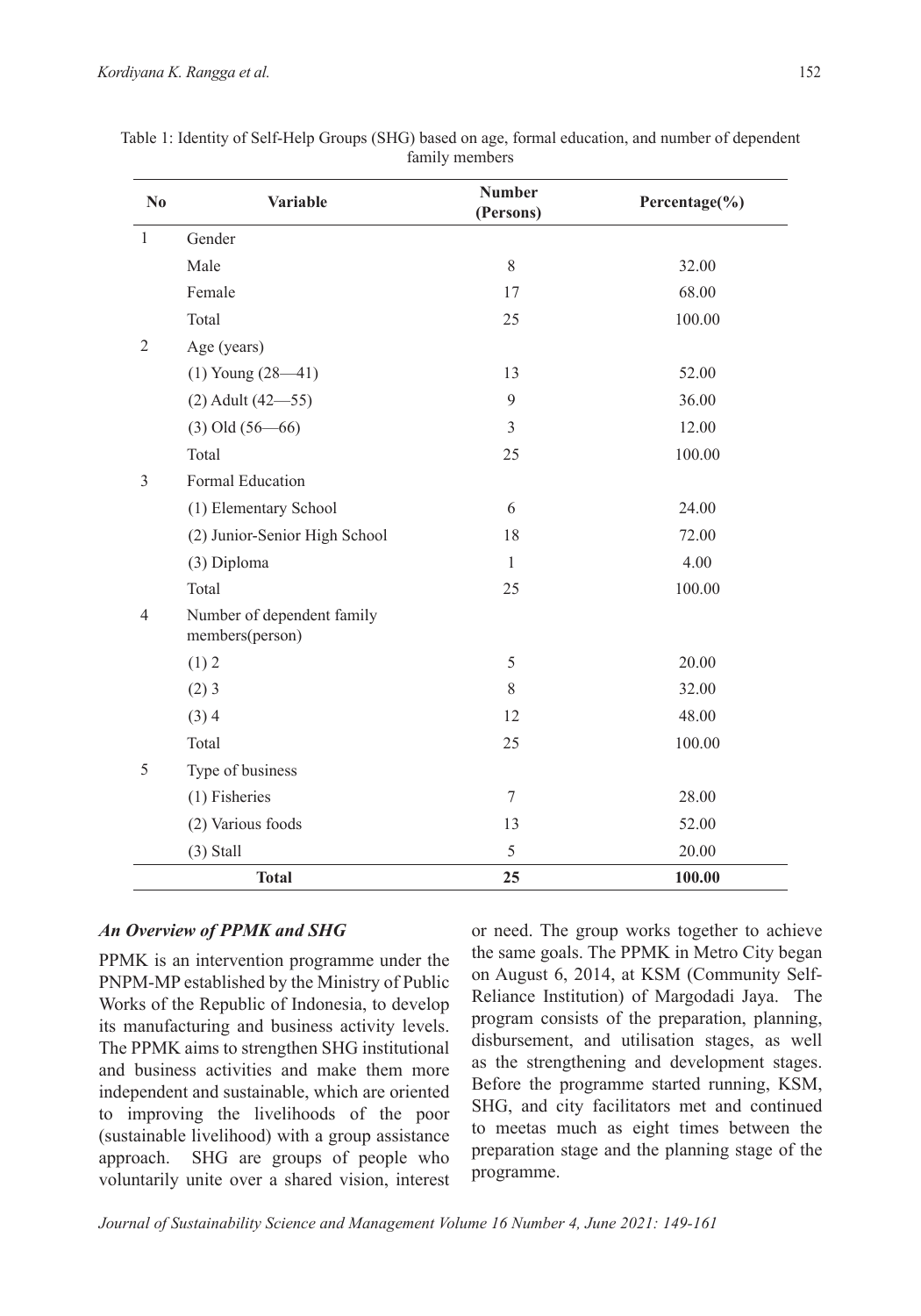Table 1: Identity of Self-Help Groups (SHG) based on age, formal education, and number of dependent family members

| No | Variable | Number (Persons) | Percentage(%) |
|---|---|---|---|
| 1 | Gender | | |
| | Male | 8 | 32.00 |
| | Female | 17 | 68.00 |
| | Total | 25 | 100.00 |
| 2 | Age (years) | | |
| | (1) Young (28—41) | 13 | 52.00 |
| | (2) Adult (42—55) | 9 | 36.00 |
| | (3) Old (56—66) | 3 | 12.00 |
| | Total | 25 | 100.00 |
| 3 | Formal Education | | |
| | (1) Elementary School | 6 | 24.00 |
| | (2) Junior-Senior High School | 18 | 72.00 |
| | (3) Diploma | 1 | 4.00 |
| | Total | 25 | 100.00 |
| 4 | Number of dependent family members(person) | | |
| | (1) 2 | 5 | 20.00 |
| | (2) 3 | 8 | 32.00 |
| | (3) 4 | 12 | 48.00 |
| | Total | 25 | 100.00 |
| 5 | Type of business | | |
| | (1) Fisheries | 7 | 28.00 |
| | (2) Various foods | 13 | 52.00 |
| | (3) Stall | 5 | 20.00 |
| | **Total** | **25** | **100.00** |

### *An Overview of PPMK and SHG*

PPMK is an intervention programme under the PNPM-MP established by the Ministry of Public Works of the Republic of Indonesia, to develop its manufacturing and business activity levels. The PPMK aims to strengthen SHG institutional and business activities and make them more independent and sustainable, which are oriented to improving the livelihoods of the poor (sustainable livelihood) with a group assistance approach. SHG are groups of people who voluntarily unite over a shared vision, interest or need. The group works together to achieve the same goals. The PPMK in Metro City began on August 6, 2014, at KSM (Community Self-Reliance Institution) of Margodadi Jaya. The program consists of the preparation, planning, disbursement, and utilisation stages, as well as the strengthening and development stages. Before the programme started running, KSM, SHG, and city facilitators met and continued to meetas much as eight times between the preparation stage and the planning stage of the programme.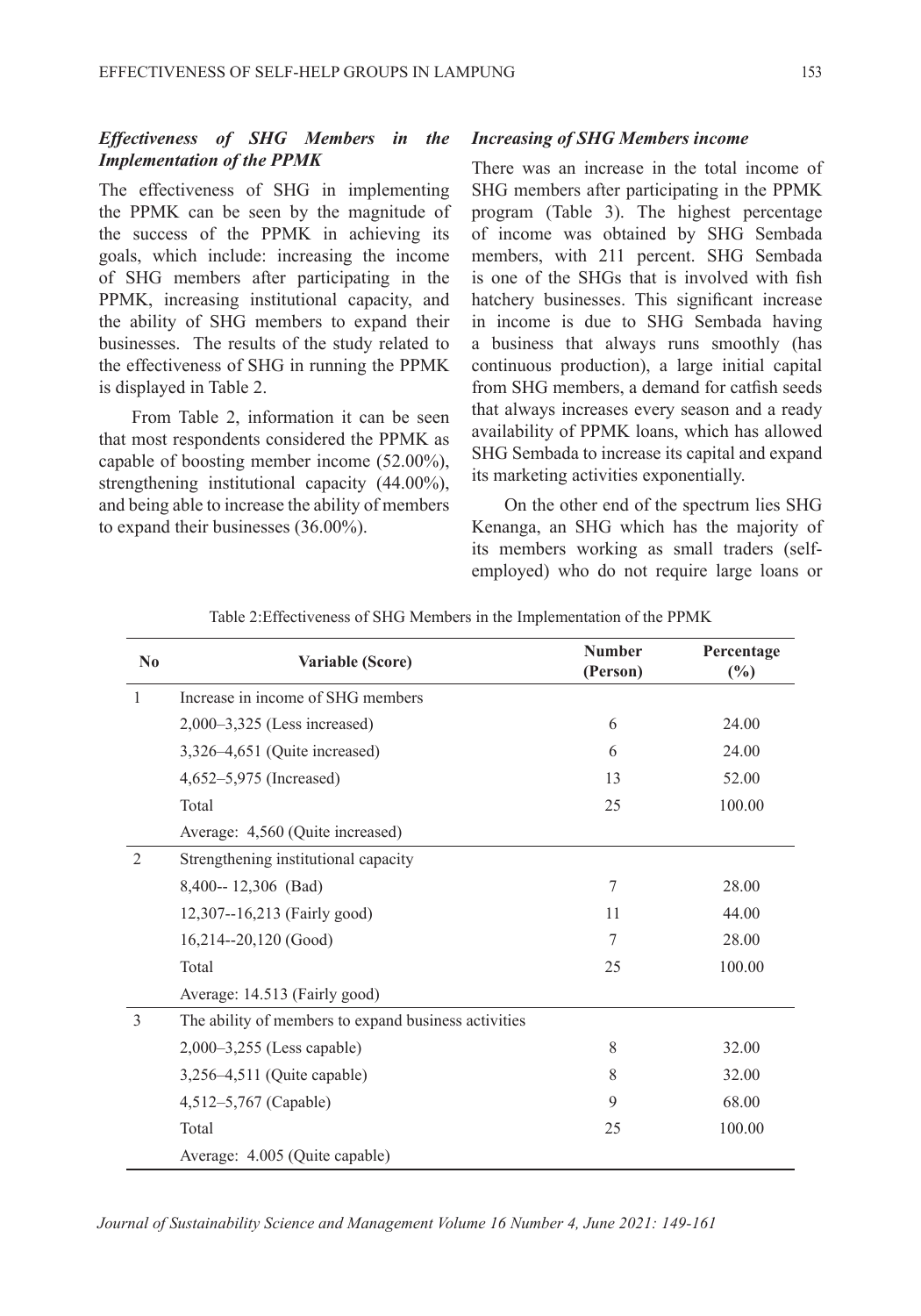### *Effectiveness of SHG Members in the Implementation of the PPMK*

The effectiveness of SHG in implementing the PPMK can be seen by the magnitude of the success of the PPMK in achieving its goals, which include: increasing the income of SHG members after participating in the PPMK, increasing institutional capacity, and the ability of SHG members to expand their businesses. The results of the study related to the effectiveness of SHG in running the PPMK is displayed in Table 2.

From Table 2, information it can be seen that most respondents considered the PPMK as capable of boosting member income (52.00%), strengthening institutional capacity (44.00%), and being able to increase the ability of members to expand their businesses (36.00%).

### *Increasing of SHG Members income*

There was an increase in the total income of SHG members after participating in the PPMK program (Table 3). The highest percentage of income was obtained by SHG Sembada members, with 211 percent. SHG Sembada is one of the SHGs that is involved with fish hatchery businesses. This significant increase in income is due to SHG Sembada having a business that always runs smoothly (has continuous production), a large initial capital from SHG members, a demand for catfish seeds that always increases every season and a ready availability of PPMK loans, which has allowed SHG Sembada to increase its capital and expand its marketing activities exponentially.

On the other end of the spectrum lies SHG Kenanga, an SHG which has the majority of its members working as small traders (self-employed) who do not require large loans or

Table 2:Effectiveness of SHG Members in the Implementation of the PPMK

| No | Variable (Score) | Number (Person) | Percentage (%) |
|---|---|---|---|
| 1 | Increase in income of SHG members | | |
| | 2,000–3,325 (Less increased) | 6 | 24.00 |
| | 3,326–4,651 (Quite increased) | 6 | 24.00 |
| | 4,652–5,975 (Increased) | 13 | 52.00 |
| | Total | 25 | 100.00 |
| | Average: 4,560 (Quite increased) | | |
| 2 | Strengthening institutional capacity | | |
| | 8,400-- 12,306 (Bad) | 7 | 28.00 |
| | 12,307--16,213 (Fairly good) | 11 | 44.00 |
| | 16,214--20,120 (Good) | 7 | 28.00 |
| | Total | 25 | 100.00 |
| | Average: 14.513 (Fairly good) | | |
| 3 | The ability of members to expand business activities | | |
| | 2,000–3,255 (Less capable) | 8 | 32.00 |
| | 3,256–4,511 (Quite capable) | 8 | 32.00 |
| | 4,512–5,767 (Capable) | 9 | 68.00 |
| | Total | 25 | 100.00 |
| | Average: 4.005 (Quite capable) | | |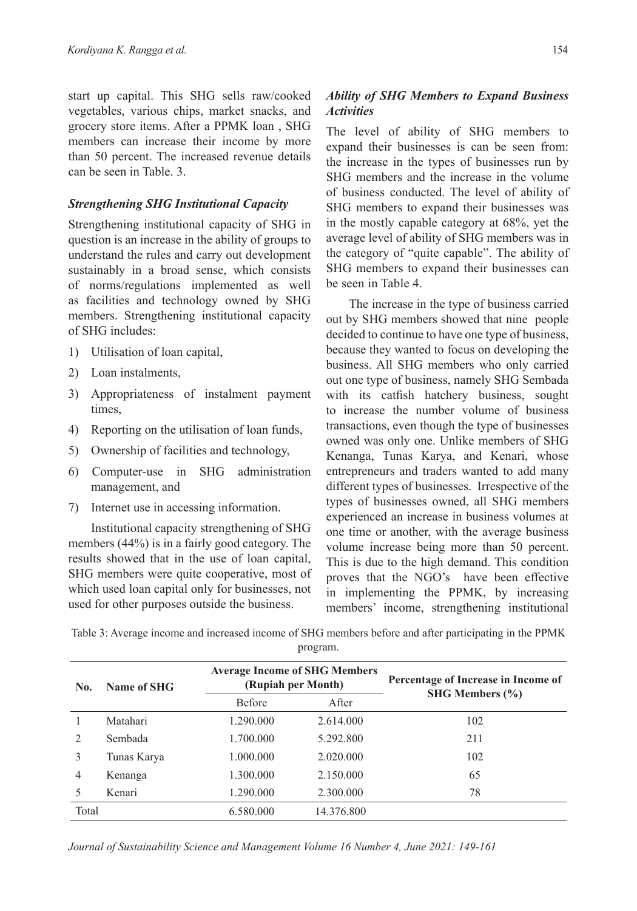start up capital. This SHG sells raw/cooked vegetables, various chips, market snacks, and grocery store items. After a PPMK loan , SHG members can increase their income by more than 50 percent. The increased revenue details can be seen in Table. 3.

### *Strengthening SHG Institutional Capacity*

Strengthening institutional capacity of SHG in question is an increase in the ability of groups to understand the rules and carry out development sustainably in a broad sense, which consists of norms/regulations implemented as well as facilities and technology owned by SHG members. Strengthening institutional capacity of SHG includes:

1) Utilisation of loan capital,
2) Loan instalments,
3) Appropriateness of instalment payment times,
4) Reporting on the utilisation of loan funds,
5) Ownership of facilities and technology,
6) Computer-use in SHG administration management, and
7) Internet use in accessing information.

Institutional capacity strengthening of SHG members (44%) is in a fairly good category. The results showed that in the use of loan capital, SHG members were quite cooperative, most of which used loan capital only for businesses, not used for other purposes outside the business.

### *Ability of SHG Members to Expand Business Activities*

The level of ability of SHG members to expand their businesses is can be seen from: the increase in the types of businesses run by SHG members and the increase in the volume of business conducted. The level of ability of SHG members to expand their businesses was in the mostly capable category at 68%, yet the average level of ability of SHG members was in the category of "quite capable". The ability of SHG members to expand their businesses can be seen in Table 4.

The increase in the type of business carried out by SHG members showed that nine people decided to continue to have one type of business, because they wanted to focus on developing the business. All SHG members who only carried out one type of business, namely SHG Sembada with its catfish hatchery business, sought to increase the number volume of business transactions, even though the type of businesses owned was only one. Unlike members of SHG Kenanga, Tunas Karya, and Kenari, whose entrepreneurs and traders wanted to add many different types of businesses. Irrespective of the types of businesses owned, all SHG members experienced an increase in business volumes at one time or another, with the average business volume increase being more than 50 percent. This is due to the high demand. This condition proves that the NGO's have been effective in implementing the PPMK, by increasing members' income, strengthening institutional

Table 3: Average income and increased income of SHG members before and after participating in the PPMK program.

| No. | Name of SHG | Average Income of SHG Members (Rupiah per Month) | | Percentage of Increase in Income of SHG Members (%) |
|---|---|---|---|---|
| | | Before | After | |
| 1 | Matahari | 1.290.000 | 2.614.000 | 102 |
| 2 | Sembada | 1.700.000 | 5.292.800 | 211 |
| 3 | Tunas Karya | 1.000.000 | 2.020.000 | 102 |
| 4 | Kenanga | 1.300.000 | 2.150.000 | 65 |
| 5 | Kenari | 1.290.000 | 2.300.000 | 78 |
| Total | | 6.580.000 | 14.376.800 | |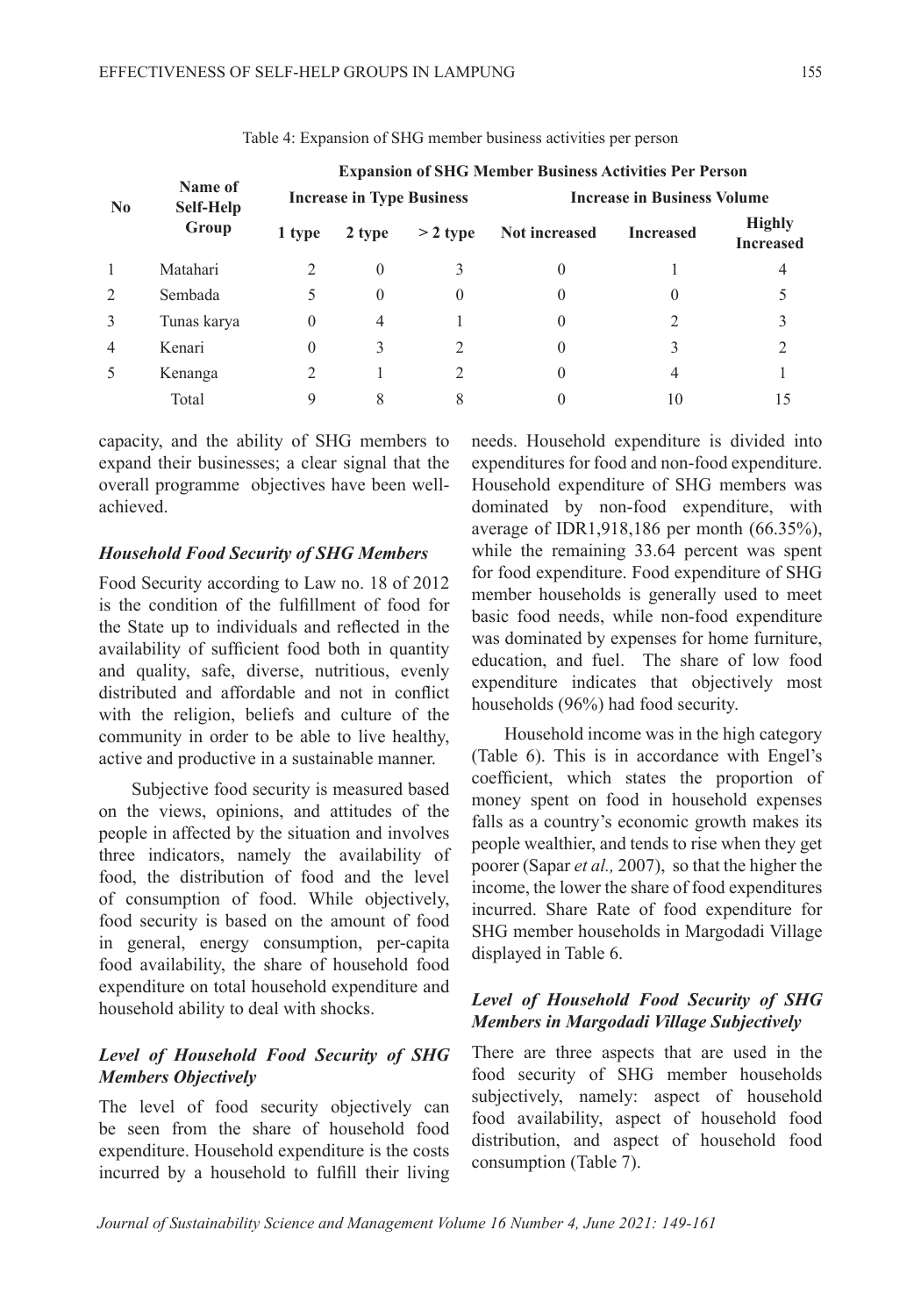Table 4: Expansion of SHG member business activities per person

| No | Name of Self-Help Group | Expansion of SHG Member Business Activities Per Person | | | | | |
|---|---|---|---|---|---|---|---|
| | | Increase in Type Business | | | Increase in Business Volume | | |
| | | 1 type | 2 type | > 2 type | Not increased | Increased | Highly Increased |
| 1 | Matahari | 2 | 0 | 3 | 0 | 1 | 4 |
| 2 | Sembada | 5 | 0 | 0 | 0 | 0 | 5 |
| 3 | Tunas karya | 0 | 4 | 1 | 0 | 2 | 3 |
| 4 | Kenari | 0 | 3 | 2 | 0 | 3 | 2 |
| 5 | Kenanga | 2 | 1 | 2 | 0 | 4 | 1 |
| | Total | 9 | 8 | 8 | 0 | 10 | 15 |

capacity, and the ability of SHG members to expand their businesses; a clear signal that the overall programme objectives have been well-achieved.

### *Household Food Security of SHG Members*

Food Security according to Law no. 18 of 2012 is the condition of the fulfillment of food for the State up to individuals and reflected in the availability of sufficient food both in quantity and quality, safe, diverse, nutritious, evenly distributed and affordable and not in conflict with the religion, beliefs and culture of the community in order to be able to live healthy, active and productive in a sustainable manner.

Subjective food security is measured based on the views, opinions, and attitudes of the people in affected by the situation and involves three indicators, namely the availability of food, the distribution of food and the level of consumption of food. While objectively, food security is based on the amount of food in general, energy consumption, per-capita food availability, the share of household food expenditure on total household expenditure and household ability to deal with shocks.

### *Level of Household Food Security of SHG Members Objectively*

The level of food security objectively can be seen from the share of household food expenditure. Household expenditure is the costs incurred by a household to fulfill their living needs. Household expenditure is divided into expenditures for food and non-food expenditure. Household expenditure of SHG members was dominated by non-food expenditure, with average of IDR1,918,186 per month (66.35%), while the remaining 33.64 percent was spent for food expenditure. Food expenditure of SHG member households is generally used to meet basic food needs, while non-food expenditure was dominated by expenses for home furniture, education, and fuel. The share of low food expenditure indicates that objectively most households (96%) had food security.

Household income was in the high category (Table 6). This is in accordance with Engel's coefficient, which states the proportion of money spent on food in household expenses falls as a country's economic growth makes its people wealthier, and tends to rise when they get poorer (Sapar *et al.,* 2007), so that the higher the income, the lower the share of food expenditures incurred. Share Rate of food expenditure for SHG member households in Margodadi Village displayed in Table 6.

### *Level of Household Food Security of SHG Members in Margodadi Village Subjectively*

There are three aspects that are used in the food security of SHG member households subjectively, namely: aspect of household food availability, aspect of household food distribution, and aspect of household food consumption (Table 7).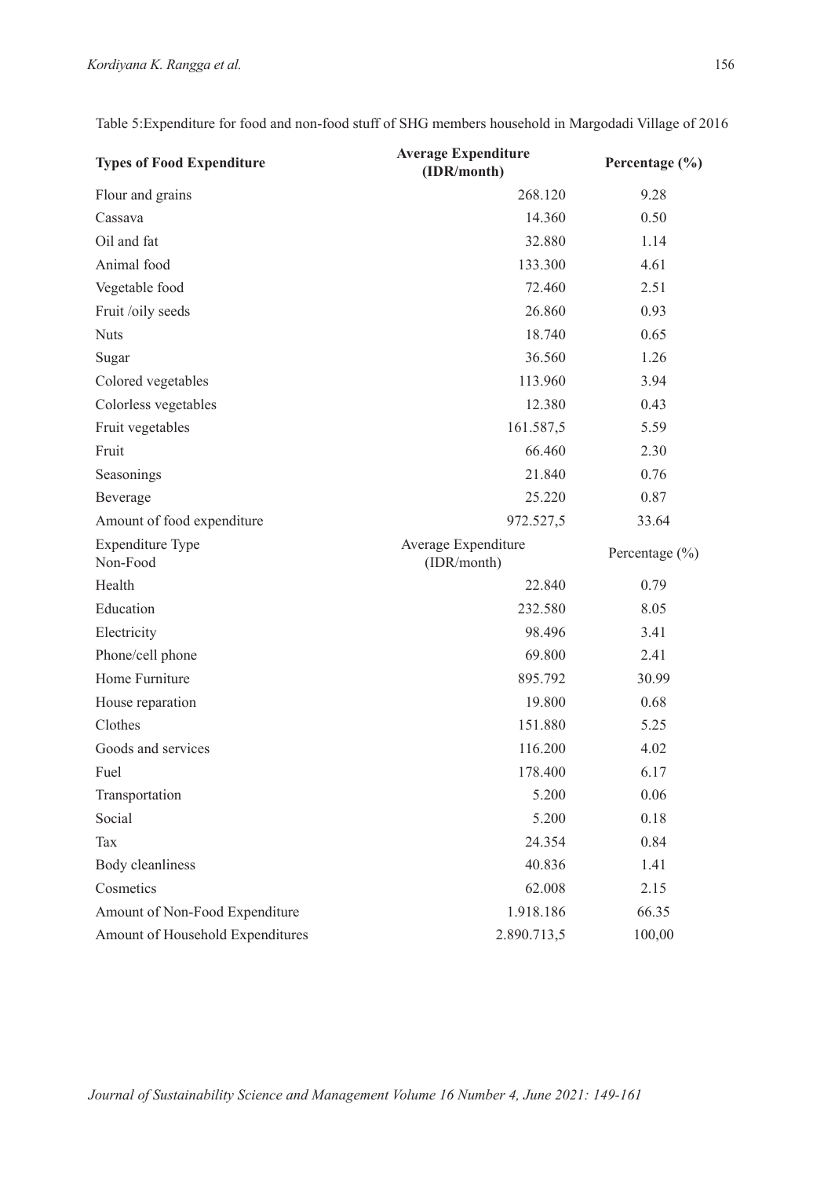Table 5:Expenditure for food and non-food stuff of SHG members household in Margodadi Village of 2016

| **Types of Food Expenditure** | **Average Expenditure (IDR/month)** | **Percentage (%)** |
|---|---|---|
| Flour and grains | 268.120 | 9.28 |
| Cassava | 14.360 | 0.50 |
| Oil and fat | 32.880 | 1.14 |
| Animal food | 133.300 | 4.61 |
| Vegetable food | 72.460 | 2.51 |
| Fruit /oily seeds | 26.860 | 0.93 |
| Nuts | 18.740 | 0.65 |
| Sugar | 36.560 | 1.26 |
| Colored vegetables | 113.960 | 3.94 |
| Colorless vegetables | 12.380 | 0.43 |
| Fruit vegetables | 161.587,5 | 5.59 |
| Fruit | 66.460 | 2.30 |
| Seasonings | 21.840 | 0.76 |
| Beverage | 25.220 | 0.87 |
| Amount of food expenditure | 972.527,5 | 33.64 |
| Expenditure Type Non-Food | Average Expenditure (IDR/month) | Percentage (%) |
| Health | 22.840 | 0.79 |
| Education | 232.580 | 8.05 |
| Electricity | 98.496 | 3.41 |
| Phone/cell phone | 69.800 | 2.41 |
| Home Furniture | 895.792 | 30.99 |
| House reparation | 19.800 | 0.68 |
| Clothes | 151.880 | 5.25 |
| Goods and services | 116.200 | 4.02 |
| Fuel | 178.400 | 6.17 |
| Transportation | 5.200 | 0.06 |
| Social | 5.200 | 0.18 |
| Tax | 24.354 | 0.84 |
| Body cleanliness | 40.836 | 1.41 |
| Cosmetics | 62.008 | 2.15 |
| Amount of Non-Food Expenditure | 1.918.186 | 66.35 |
| Amount of Household Expenditures | 2.890.713,5 | 100,00 |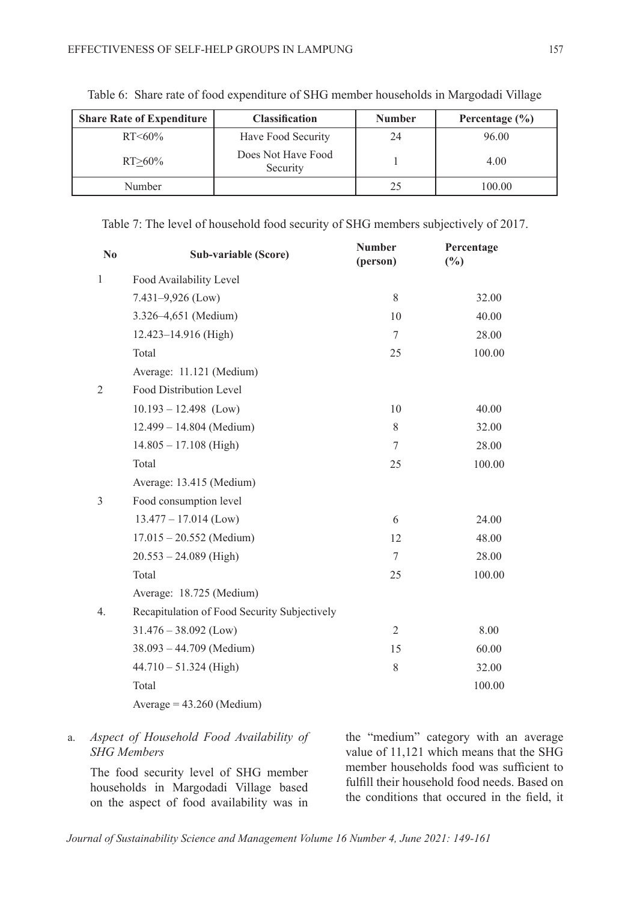Table 6: Share rate of food expenditure of SHG member households in Margodadi Village

| Share Rate of Expenditure | Classification | Number | Percentage (%) |
|---|---|---|---|
| RT<60% | Have Food Security | 24 | 96.00 |
| RT≥60% | Does Not Have Food Security | 1 | 4.00 |
| Number | | 25 | 100.00 |

Table 7: The level of household food security of SHG members subjectively of 2017.

| No | Sub-variable (Score) | Number (person) | Percentage (%) |
|---|---|---|---|
| 1 | Food Availability Level | | |
| | 7.431–9,926 (Low) | 8 | 32.00 |
| | 3.326–4,651 (Medium) | 10 | 40.00 |
| | 12.423–14.916 (High) | 7 | 28.00 |
| | Total | 25 | 100.00 |
| | Average: 11.121 (Medium) | | |
| 2 | Food Distribution Level | | |
| | 10.193 – 12.498 (Low) | 10 | 40.00 |
| | 12.499 – 14.804 (Medium) | 8 | 32.00 |
| | 14.805 – 17.108 (High) | 7 | 28.00 |
| | Total | 25 | 100.00 |
| | Average: 13.415 (Medium) | | |
| 3 | Food consumption level | | |
| | 13.477 – 17.014 (Low) | 6 | 24.00 |
| | 17.015 – 20.552 (Medium) | 12 | 48.00 |
| | 20.553 – 24.089 (High) | 7 | 28.00 |
| | Total | 25 | 100.00 |
| | Average: 18.725 (Medium) | | |
| 4. | Recapitulation of Food Security Subjectively | | |
| | 31.476 – 38.092 (Low) | 2 | 8.00 |
| | 38.093 – 44.709 (Medium) | 15 | 60.00 |
| | 44.710 – 51.324 (High) | 8 | 32.00 |
| | Total | | 100.00 |
| | Average = 43.260 (Medium) | | |

a. *Aspect of Household Food Availability of SHG Members*

The food security level of SHG member households in Margodadi Village based on the aspect of food availability was in the "medium" category with an average value of 11,121 which means that the SHG member households food was sufficient to fulfill their household food needs. Based on the conditions that occured in the field, it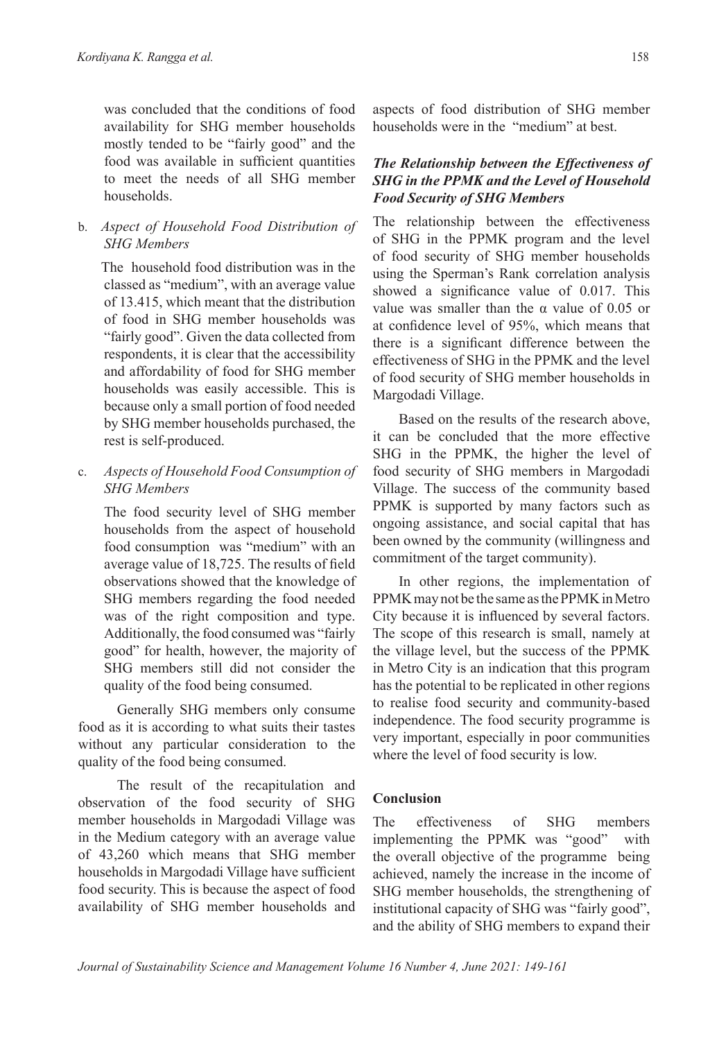was concluded that the conditions of food availability for SHG member households mostly tended to be "fairly good" and the food was available in sufficient quantities to meet the needs of all SHG member households.

b. *Aspect of Household Food Distribution of SHG Members*

The household food distribution was in the classed as "medium", with an average value of 13.415, which meant that the distribution of food in SHG member households was "fairly good". Given the data collected from respondents, it is clear that the accessibility and affordability of food for SHG member households was easily accessible. This is because only a small portion of food needed by SHG member households purchased, the rest is self-produced.

c. *Aspects of Household Food Consumption of SHG Members*

The food security level of SHG member households from the aspect of household food consumption was "medium" with an average value of 18,725. The results of field observations showed that the knowledge of SHG members regarding the food needed was of the right composition and type. Additionally, the food consumed was "fairly good" for health, however, the majority of SHG members still did not consider the quality of the food being consumed.

Generally SHG members only consume food as it is according to what suits their tastes without any particular consideration to the quality of the food being consumed.

The result of the recapitulation and observation of the food security of SHG member households in Margodadi Village was in the Medium category with an average value of 43,260 which means that SHG member households in Margodadi Village have sufficient food security. This is because the aspect of food availability of SHG member households and aspects of food distribution of SHG member households were in the "medium" at best.

### *The Relationship between the Effectiveness of SHG in the PPMK and the Level of Household Food Security of SHG Members*

The relationship between the effectiveness of SHG in the PPMK program and the level of food security of SHG member households using the Sperman's Rank correlation analysis showed a significance value of 0.017. This value was smaller than the $\alpha$ value of 0.05 or at confidence level of 95%, which means that there is a significant difference between the effectiveness of SHG in the PPMK and the level of food security of SHG member households in Margodadi Village.

Based on the results of the research above, it can be concluded that the more effective SHG in the PPMK, the higher the level of food security of SHG members in Margodadi Village. The success of the community based PPMK is supported by many factors such as ongoing assistance, and social capital that has been owned by the community (willingness and commitment of the target community).

In other regions, the implementation of PPMK may not be the same as the PPMK in Metro City because it is influenced by several factors. The scope of this research is small, namely at the village level, but the success of the PPMK in Metro City is an indication that this program has the potential to be replicated in other regions to realise food security and community-based independence. The food security programme is very important, especially in poor communities where the level of food security is low.

## Conclusion

The effectiveness of SHG members implementing the PPMK was "good" with the overall objective of the programme being achieved, namely the increase in the income of SHG member households, the strengthening of institutional capacity of SHG was "fairly good", and the ability of SHG members to expand their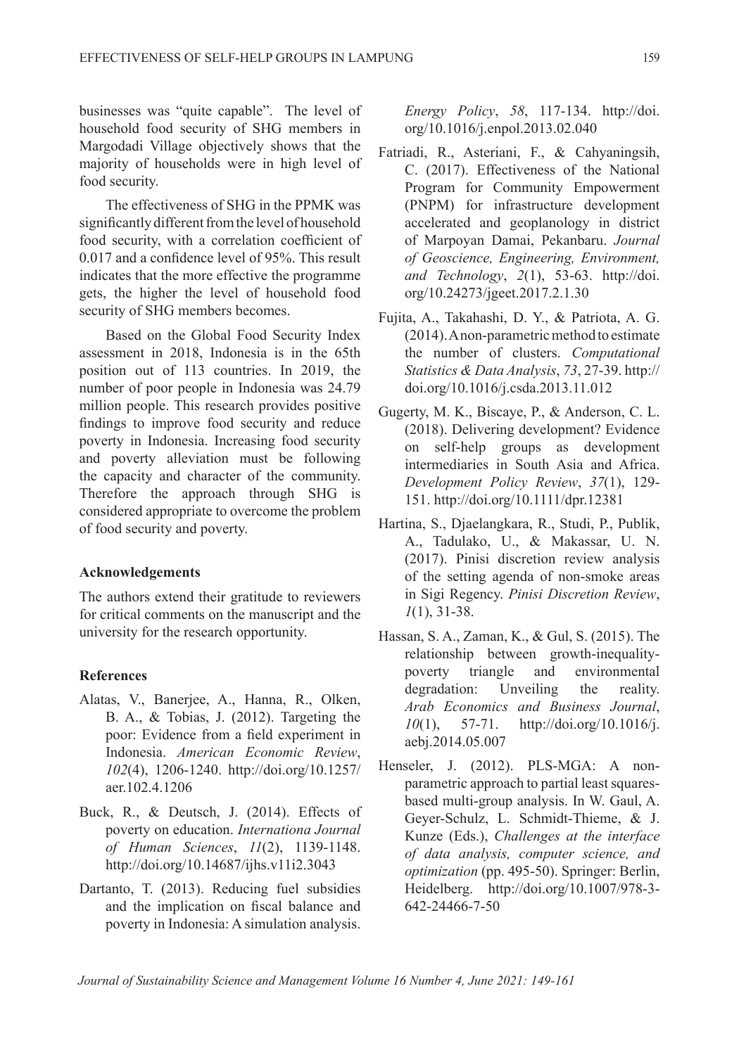businesses was "quite capable". The level of household food security of SHG members in Margodadi Village objectively shows that the majority of households were in high level of food security.

The effectiveness of SHG in the PPMK was significantly different from the level of household food security, with a correlation coefficient of 0.017 and a confidence level of 95%. This result indicates that the more effective the programme gets, the higher the level of household food security of SHG members becomes.

Based on the Global Food Security Index assessment in 2018, Indonesia is in the 65th position out of 113 countries. In 2019, the number of poor people in Indonesia was 24.79 million people. This research provides positive findings to improve food security and reduce poverty in Indonesia. Increasing food security and poverty alleviation must be following the capacity and character of the community. Therefore the approach through SHG is considered appropriate to overcome the problem of food security and poverty.

## Acknowledgements

The authors extend their gratitude to reviewers for critical comments on the manuscript and the university for the research opportunity.

## References

Alatas, V., Banerjee, A., Hanna, R., Olken, B. A., & Tobias, J. (2012). Targeting the poor: Evidence from a field experiment in Indonesia. *American Economic Review*, *102*(4), 1206-1240. http://doi.org/10.1257/aer.102.4.1206

Buck, R., & Deutsch, J. (2014). Effects of poverty on education. *Internationa Journal of Human Sciences*, *11*(2), 1139-1148. http://doi.org/10.14687/ijhs.v11i2.3043

Dartanto, T. (2013). Reducing fuel subsidies and the implication on fiscal balance and poverty in Indonesia: A simulation analysis. *Energy Policy*, *58*, 117-134. http://doi.org/10.1016/j.enpol.2013.02.040

Fatriadi, R., Asteriani, F., & Cahyaningsih, C. (2017). Effectiveness of the National Program for Community Empowerment (PNPM) for infrastructure development accelerated and geoplanology in district of Marpoyan Damai, Pekanbaru. *Journal of Geoscience, Engineering, Environment, and Technology*, *2*(1), 53-63. http://doi.org/10.24273/jgeet.2017.2.1.30

Fujita, A., Takahashi, D. Y., & Patriota, A. G. (2014). A non-parametric method to estimate the number of clusters. *Computational Statistics & Data Analysis*, *73*, 27-39. http://doi.org/10.1016/j.csda.2013.11.012

Gugerty, M. K., Biscaye, P., & Anderson, C. L. (2018). Delivering development? Evidence on self-help groups as development intermediaries in South Asia and Africa. *Development Policy Review*, *37*(1), 129-151. http://doi.org/10.1111/dpr.12381

Hartina, S., Djaelangkara, R., Studi, P., Publik, A., Tadulako, U., & Makassar, U. N. (2017). Pinisi discretion review analysis of the setting agenda of non-smoke areas in Sigi Regency. *Pinisi Discretion Review*, *1*(1), 31-38.

Hassan, S. A., Zaman, K., & Gul, S. (2015). The relationship between growth-inequality-poverty triangle and environmental degradation: Unveiling the reality. *Arab Economics and Business Journal*, *10*(1), 57-71. http://doi.org/10.1016/j.aebj.2014.05.007

Henseler, J. (2012). PLS-MGA: A non-parametric approach to partial least squares-based multi-group analysis. In W. Gaul, A. Geyer-Schulz, L. Schmidt-Thieme, & J. Kunze (Eds.), *Challenges at the interface of data analysis, computer science, and optimization* (pp. 495-50). Springer: Berlin, Heidelberg. http://doi.org/10.1007/978-3-642-24466-7-50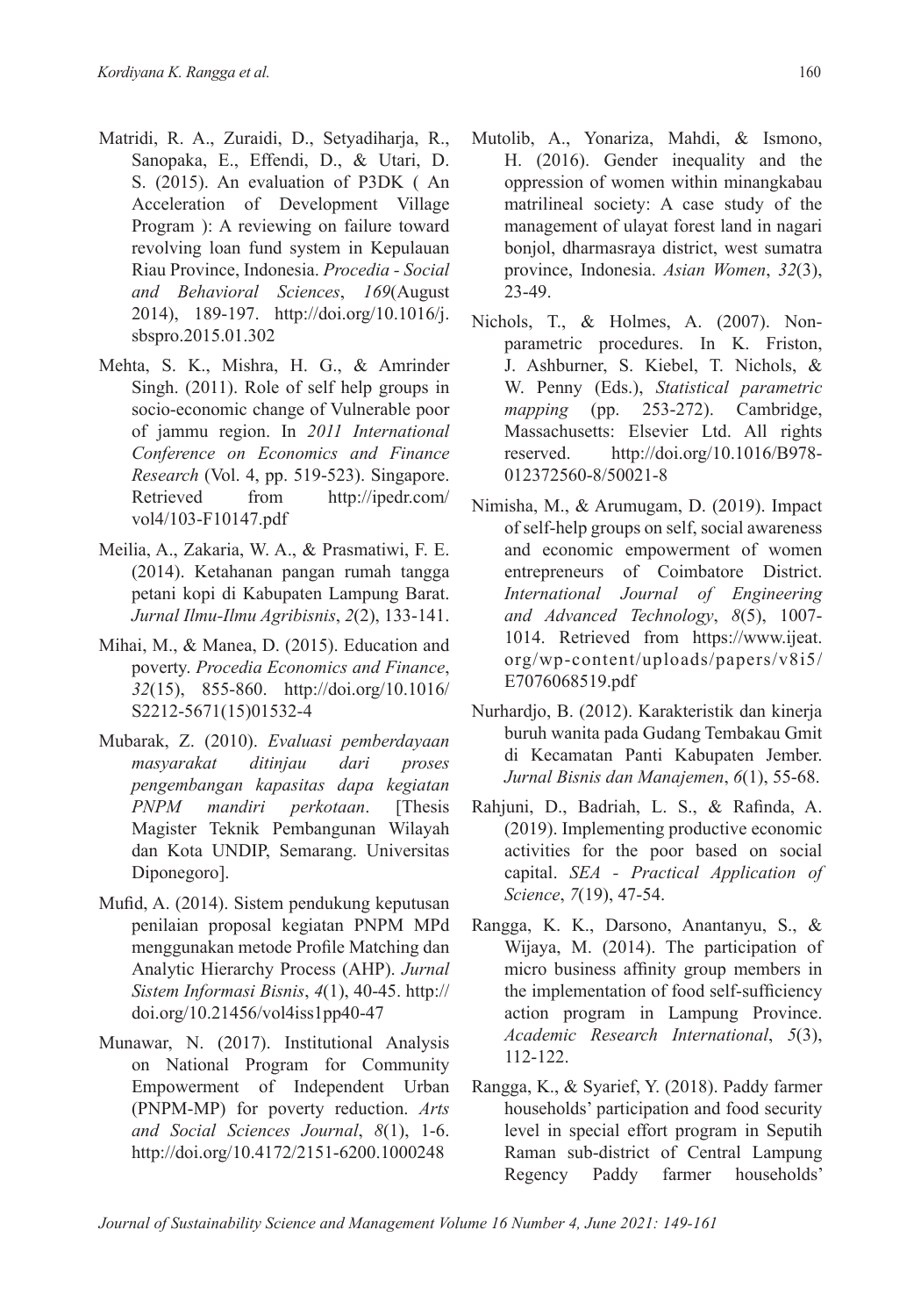Matridi, R. A., Zuraidi, D., Setyadiharja, R., Sanopaka, E., Effendi, D., & Utari, D. S. (2015). An evaluation of P3DK ( An Acceleration of Development Village Program ): A reviewing on failure toward revolving loan fund system in Kepulauan Riau Province, Indonesia. *Procedia - Social and Behavioral Sciences*, *169*(August 2014), 189-197. http://doi.org/10.1016/j.sbspro.2015.01.302

Mehta, S. K., Mishra, H. G., & Amrinder Singh. (2011). Role of self help groups in socio-economic change of Vulnerable poor of jammu region. In *2011 International Conference on Economics and Finance Research* (Vol. 4, pp. 519-523). Singapore. Retrieved from http://ipedr.com/vol4/103-F10147.pdf

Meilia, A., Zakaria, W. A., & Prasmatiwi, F. E. (2014). Ketahanan pangan rumah tangga petani kopi di Kabupaten Lampung Barat. *Jurnal Ilmu-Ilmu Agribisnis*, *2*(2), 133-141.

Mihai, M., & Manea, D. (2015). Education and poverty. *Procedia Economics and Finance*, *32*(15), 855-860. http://doi.org/10.1016/S2212-5671(15)01532-4

Mubarak, Z. (2010). *Evaluasi pemberdayaan masyarakat ditinjau dari proses pengembangan kapasitas dapa kegiatan PNPM mandiri perkotaan*. [Thesis Magister Teknik Pembangunan Wilayah dan Kota UNDIP, Semarang. Universitas Diponegoro].

Mufid, A. (2014). Sistem pendukung keputusan penilaian proposal kegiatan PNPM MPd menggunakan metode Profile Matching dan Analytic Hierarchy Process (AHP). *Jurnal Sistem Informasi Bisnis*, *4*(1), 40-45. http://doi.org/10.21456/vol4iss1pp40-47

Munawar, N. (2017). Institutional Analysis on National Program for Community Empowerment of Independent Urban (PNPM-MP) for poverty reduction. *Arts and Social Sciences Journal*, *8*(1), 1-6. http://doi.org/10.4172/2151-6200.1000248

Mutolib, A., Yonariza, Mahdi, & Ismono, H. (2016). Gender inequality and the oppression of women within minangkabau matrilineal society: A case study of the management of ulayat forest land in nagari bonjol, dharmasraya district, west sumatra province, Indonesia. *Asian Women*, *32*(3), 23-49.

Nichols, T., & Holmes, A. (2007). Non-parametric procedures. In K. Friston, J. Ashburner, S. Kiebel, T. Nichols, & W. Penny (Eds.), *Statistical parametric mapping* (pp. 253-272). Cambridge, Massachusetts: Elsevier Ltd. All rights reserved. http://doi.org/10.1016/B978-012372560-8/50021-8

Nimisha, M., & Arumugam, D. (2019). Impact of self-help groups on self, social awareness and economic empowerment of women entrepreneurs of Coimbatore District. *International Journal of Engineering and Advanced Technology*, *8*(5), 1007-1014. Retrieved from https://www.ijeat.org/wp-content/uploads/papers/v8i5/E7076068519.pdf

Nurhardjo, B. (2012). Karakteristik dan kinerja buruh wanita pada Gudang Tembakau Gmit di Kecamatan Panti Kabupaten Jember. *Jurnal Bisnis dan Manajemen*, *6*(1), 55-68.

Rahjuni, D., Badriah, L. S., & Rafinda, A. (2019). Implementing productive economic activities for the poor based on social capital. *SEA - Practical Application of Science*, *7*(19), 47-54.

Rangga, K. K., Darsono, Anantanyu, S., & Wijaya, M. (2014). The participation of micro business affinity group members in the implementation of food self-sufficiency action program in Lampung Province. *Academic Research International*, *5*(3), 112-122.

Rangga, K., & Syarief, Y. (2018). Paddy farmer households' participation and food security level in special effort program in Seputih Raman sub-district of Central Lampung Regency Paddy farmer households'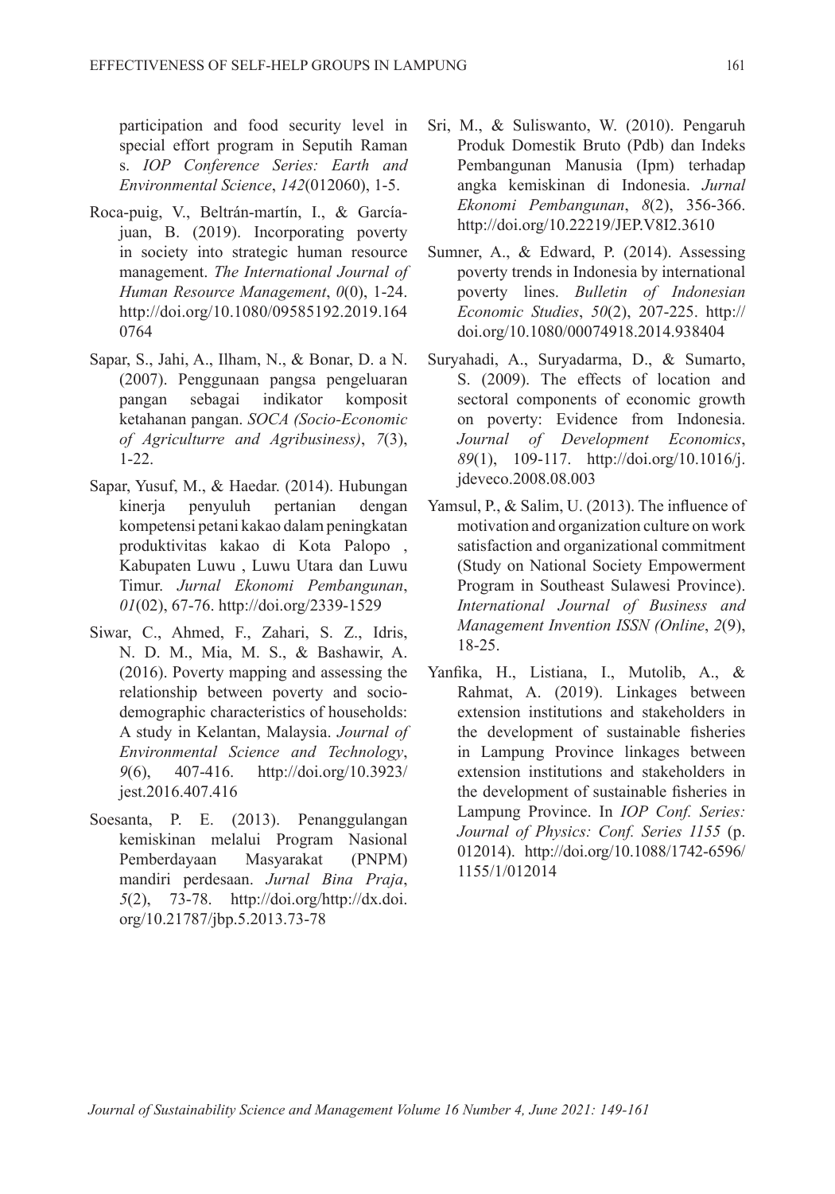participation and food security level in special effort program in Seputih Raman s. *IOP Conference Series: Earth and Environmental Science*, *142*(012060), 1-5.

Roca-puig, V., Beltrán-martín, I., & García-juan, B. (2019). Incorporating poverty in society into strategic human resource management. *The International Journal of Human Resource Management*, *0*(0), 1-24. http://doi.org/10.1080/09585192.2019.1640764

Sapar, S., Jahi, A., Ilham, N., & Bonar, D. a N. (2007). Penggunaan pangsa pengeluaran pangan sebagai indikator komposit ketahanan pangan. *SOCA (Socio-Economic of Agriculturre and Agribusiness)*, *7*(3), 1-22.

Sapar, Yusuf, M., & Haedar. (2014). Hubungan kinerja penyuluh pertanian dengan kompetensi petani kakao dalam peningkatan produktivitas kakao di Kota Palopo , Kabupaten Luwu , Luwu Utara dan Luwu Timur. *Jurnal Ekonomi Pembangunan*, *01*(02), 67-76. http://doi.org/2339-1529

Siwar, C., Ahmed, F., Zahari, S. Z., Idris, N. D. M., Mia, M. S., & Bashawir, A. (2016). Poverty mapping and assessing the relationship between poverty and socio-demographic characteristics of households: A study in Kelantan, Malaysia. *Journal of Environmental Science and Technology*, *9*(6), 407-416. http://doi.org/10.3923/jest.2016.407.416

Soesanta, P. E. (2013). Penanggulangan kemiskinan melalui Program Nasional Pemberdayaan Masyarakat (PNPM) mandiri perdesaan. *Jurnal Bina Praja*, *5*(2), 73-78. http://doi.org/http://dx.doi.org/10.21787/jbp.5.2013.73-78

Sri, M., & Suliswanto, W. (2010). Pengaruh Produk Domestik Bruto (Pdb) dan Indeks Pembangunan Manusia (Ipm) terhadap angka kemiskinan di Indonesia. *Jurnal Ekonomi Pembangunan*, *8*(2), 356-366. http://doi.org/10.22219/JEP.V8I2.3610

Sumner, A., & Edward, P. (2014). Assessing poverty trends in Indonesia by international poverty lines. *Bulletin of Indonesian Economic Studies*, *50*(2), 207-225. http://doi.org/10.1080/00074918.2014.938404

Suryahadi, A., Suryadarma, D., & Sumarto, S. (2009). The effects of location and sectoral components of economic growth on poverty: Evidence from Indonesia. *Journal of Development Economics*, *89*(1), 109-117. http://doi.org/10.1016/j.jdeveco.2008.08.003

Yamsul, P., & Salim, U. (2013). The influence of motivation and organization culture on work satisfaction and organizational commitment (Study on National Society Empowerment Program in Southeast Sulawesi Province). *International Journal of Business and Management Invention ISSN (Online*, *2*(9), 18-25.

Yanfika, H., Listiana, I., Mutolib, A., & Rahmat, A. (2019). Linkages between extension institutions and stakeholders in the development of sustainable fisheries in Lampung Province linkages between extension institutions and stakeholders in the development of sustainable fisheries in Lampung Province. In *IOP Conf. Series: Journal of Physics: Conf. Series 1155* (p. 012014). http://doi.org/10.1088/1742-6596/1155/1/012014